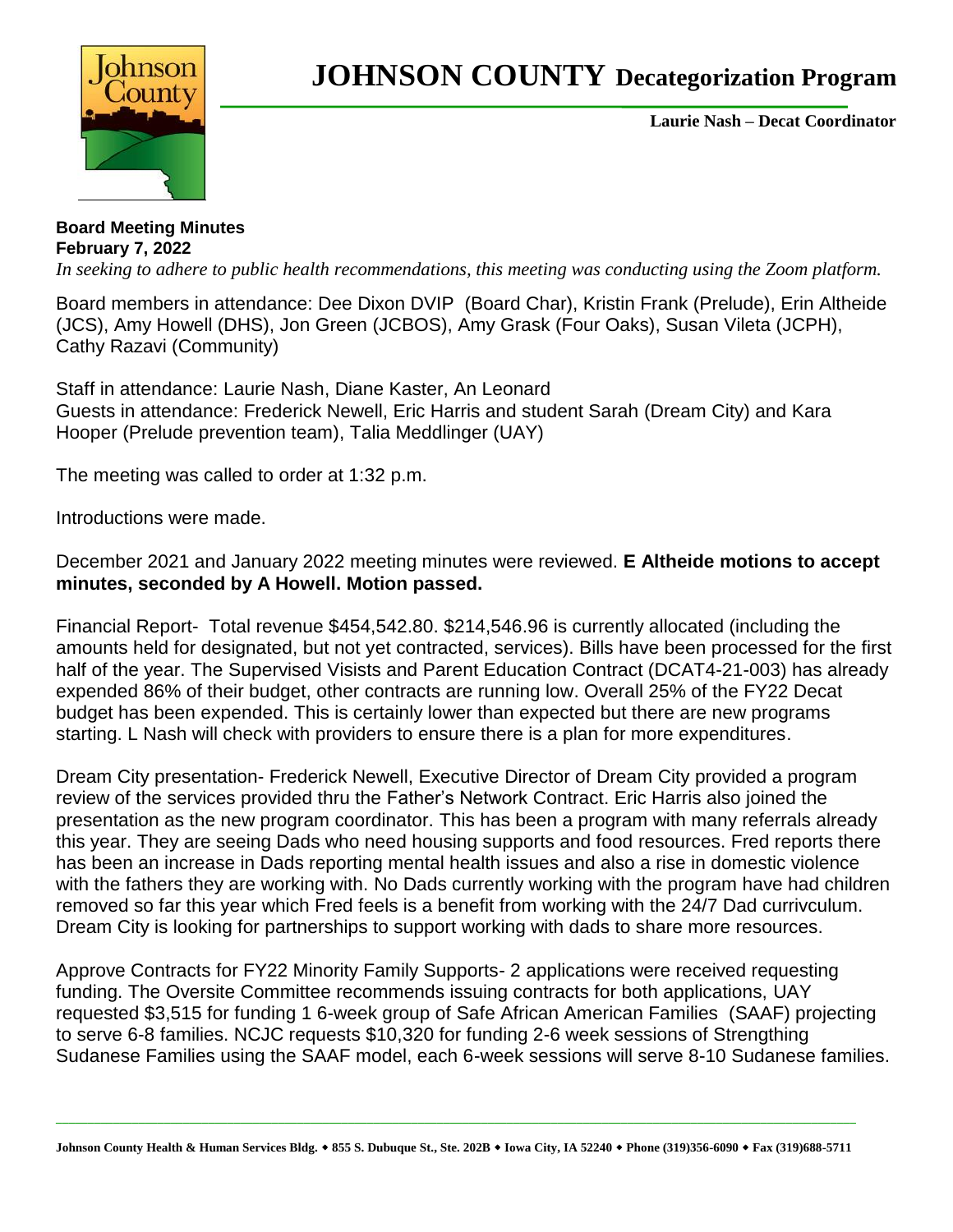# JOHNSON COUNTY Decategorization Program

**Laurie Nash – Decat Coordinator**

**Board Meeting Minutes**
**February 7, 2022**

*In seeking to adhere to public health recommendations, this meeting was conducting using the Zoom platform.*

Board members in attendance: Dee Dixon DVIP (Board Char), Kristin Frank (Prelude), Erin Altheide (JCS), Amy Howell (DHS), Jon Green (JCBOS), Amy Grask (Four Oaks), Susan Vileta (JCPH), Cathy Razavi (Community)

Staff in attendance: Laurie Nash, Diane Kaster, An Leonard
Guests in attendance: Frederick Newell, Eric Harris and student Sarah (Dream City) and Kara Hooper (Prelude prevention team), Talia Meddlinger (UAY)

The meeting was called to order at 1:32 p.m.

Introductions were made.

December 2021 and January 2022 meeting minutes were reviewed. **E Altheide motions to accept minutes, seconded by A Howell. Motion passed.**

Financial Report- Total revenue $454,542.80. $214,546.96 is currently allocated (including the amounts held for designated, but not yet contracted, services). Bills have been processed for the first half of the year. The Supervised Visists and Parent Education Contract (DCAT4-21-003) has already expended 86% of their budget, other contracts are running low. Overall 25% of the FY22 Decat budget has been expended. This is certainly lower than expected but there are new programs starting. L Nash will check with providers to ensure there is a plan for more expenditures.

Dream City presentation- Frederick Newell, Executive Director of Dream City provided a program review of the services provided thru the Father's Network Contract. Eric Harris also joined the presentation as the new program coordinator. This has been a program with many referrals already this year. They are seeing Dads who need housing supports and food resources. Fred reports there has been an increase in Dads reporting mental health issues and also a rise in domestic violence with the fathers they are working with. No Dads currently working with the program have had children removed so far this year which Fred feels is a benefit from working with the 24/7 Dad currivculum. Dream City is looking for partnerships to support working with dads to share more resources.

Approve Contracts for FY22 Minority Family Supports- 2 applications were received requesting funding. The Oversite Committee recommends issuing contracts for both applications, UAY requested $3,515 for funding 1 6-week group of Safe African American Families (SAAF) projecting to serve 6-8 families. NCJC requests $10,320 for funding 2-6 week sessions of Strengthing Sudanese Families using the SAAF model, each 6-week sessions will serve 8-10 Sudanese families.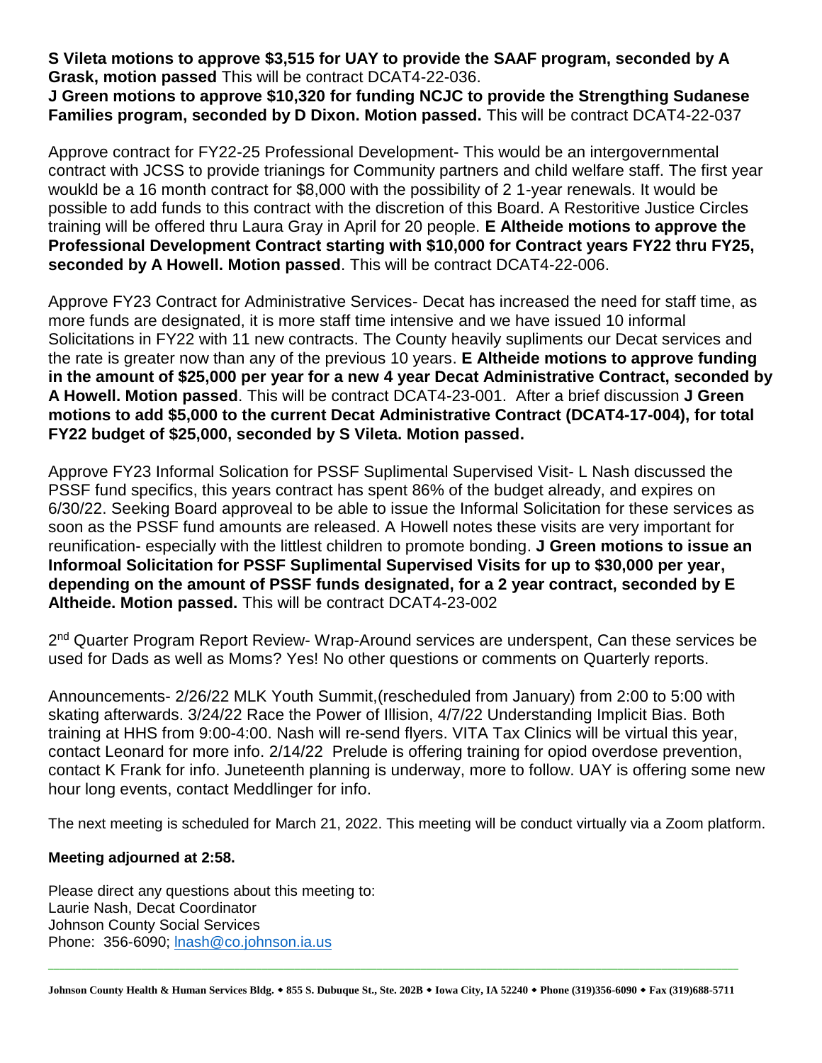**S Vileta motions to approve $3,515 for UAY to provide the SAAF program, seconded by A Grask, motion passed** This will be contract DCAT4-22-036.
**J Green motions to approve $10,320 for funding NCJC to provide the Strengthing Sudanese Families program, seconded by D Dixon. Motion passed.** This will be contract DCAT4-22-037

Approve contract for FY22-25 Professional Development- This would be an intergovernmental contract with JCSS to provide trianings for Community partners and child welfare staff. The first year woukld be a 16 month contract for $8,000 with the possibility of 2 1-year renewals. It would be possible to add funds to this contract with the discretion of this Board. A Restoritive Justice Circles training will be offered thru Laura Gray in April for 20 people. **E Altheide motions to approve the Professional Development Contract starting with $10,000 for Contract years FY22 thru FY25, seconded by A Howell. Motion passed**. This will be contract DCAT4-22-006.

Approve FY23 Contract for Administrative Services- Decat has increased the need for staff time, as more funds are designated, it is more staff time intensive and we have issued 10 informal Solicitations in FY22 with 11 new contracts. The County heavily supliments our Decat services and the rate is greater now than any of the previous 10 years. **E Altheide motions to approve funding in the amount of $25,000 per year for a new 4 year Decat Administrative Contract, seconded by A Howell. Motion passed**. This will be contract DCAT4-23-001. After a brief discussion **J Green motions to add $5,000 to the current Decat Administrative Contract (DCAT4-17-004), for total FY22 budget of $25,000, seconded by S Vileta. Motion passed.**

Approve FY23 Informal Solication for PSSF Suplimental Supervised Visit- L Nash discussed the PSSF fund specifics, this years contract has spent 86% of the budget already, and expires on 6/30/22. Seeking Board approveal to be able to issue the Informal Solicitation for these services as soon as the PSSF fund amounts are released. A Howell notes these visits are very important for reunification- especially with the littlest children to promote bonding. **J Green motions to issue an Informoal Solicitation for PSSF Suplimental Supervised Visits for up to $30,000 per year, depending on the amount of PSSF funds designated, for a 2 year contract, seconded by E Altheide. Motion passed.** This will be contract DCAT4-23-002

2nd Quarter Program Report Review- Wrap-Around services are underspent, Can these services be used for Dads as well as Moms? Yes! No other questions or comments on Quarterly reports.

Announcements- 2/26/22 MLK Youth Summit,(rescheduled from January) from 2:00 to 5:00 with skating afterwards. 3/24/22 Race the Power of Illision, 4/7/22 Understanding Implicit Bias. Both training at HHS from 9:00-4:00. Nash will re-send flyers. VITA Tax Clinics will be virtual this year, contact Leonard for more info. 2/14/22 Prelude is offering training for opiod overdose prevention, contact K Frank for info. Juneteenth planning is underway, more to follow. UAY is offering some new hour long events, contact Meddlinger for info.

The next meeting is scheduled for March 21, 2022. This meeting will be conduct virtually via a Zoom platform.

**Meeting adjourned at 2:58.**

Please direct any questions about this meeting to:
Laurie Nash, Decat Coordinator
Johnson County Social Services
Phone: 356-6090; lnash@co.johnson.ia.us

**Johnson County Health & Human Services Bldg. ◆ 855 S. Dubuque St., Ste. 202B ◆ Iowa City, IA 52240 ◆ Phone (319)356-6090 ◆ Fax (319)688-5711**